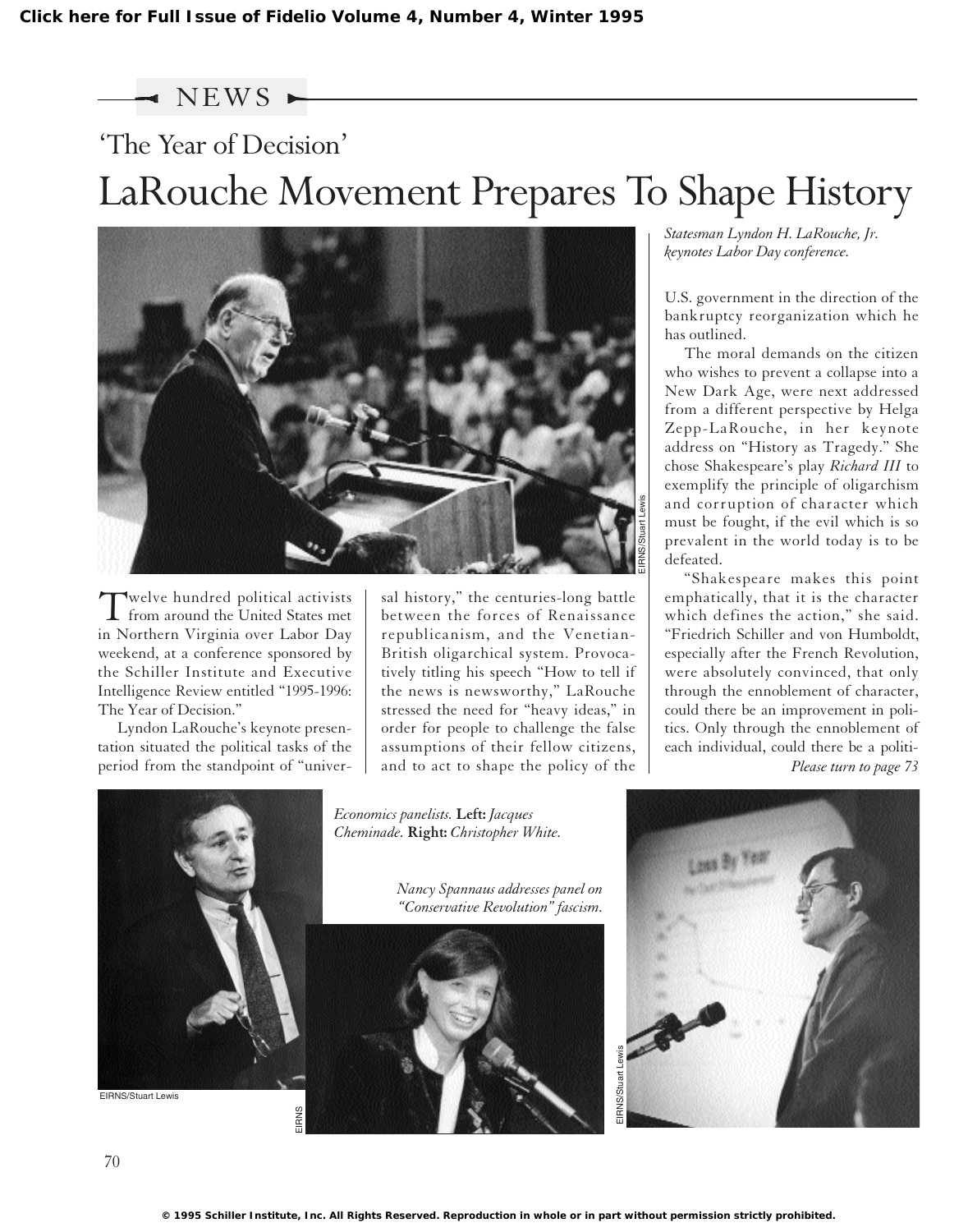NEWS

## 'The Year of Decision'

# LaRouche Movement Prepares To Shape History

*Statesman Lyndon H. LaRouche, Jr. keynotes Labor Day conference.*

Twelve hundred political activists from around the United States met in Northern Virginia over Labor Day weekend, at a conference sponsored by the Schiller Institute and Executive Intelligence Review entitled "1995-1996: The Year of Decision."

Lyndon LaRouche's keynote presentation situated the political tasks of the period from the standpoint of "universal history," the centuries-long battle between the forces of Renaissance republicanism, and the Venetian-British oligarchical system. Provocatively titling his speech "How to tell if the news is newsworthy," LaRouche stressed the need for "heavy ideas," in order for people to challenge the false assumptions of their fellow citizens, and to act to shape the policy of the U.S. government in the direction of the bankruptcy reorganization which he has outlined.

The moral demands on the citizen who wishes to prevent a collapse into a New Dark Age, were next addressed from a different perspective by Helga Zepp-LaRouche, in her keynote address on "History as Tragedy." She chose Shakespeare's play *Richard III* to exemplify the principle of oligarchism and corruption of character which must be fought, if the evil which is so prevalent in the world today is to be defeated.

"Shakespeare makes this point emphatically, that it is the character which defines the action," she said. "Friedrich Schiller and von Humboldt, especially after the French Revolution, were absolutely convinced, that only through the ennoblement of character, could there be an improvement in politics. Only through the ennoblement of each individual, could there be a politi-

*Please turn to page 73*

*Economics panelists.* **Left:** *Jacques Cheminade.* **Right:** *Christopher White.*

*Nancy Spannaus addresses panel on "Conservative Revolution" fascism.*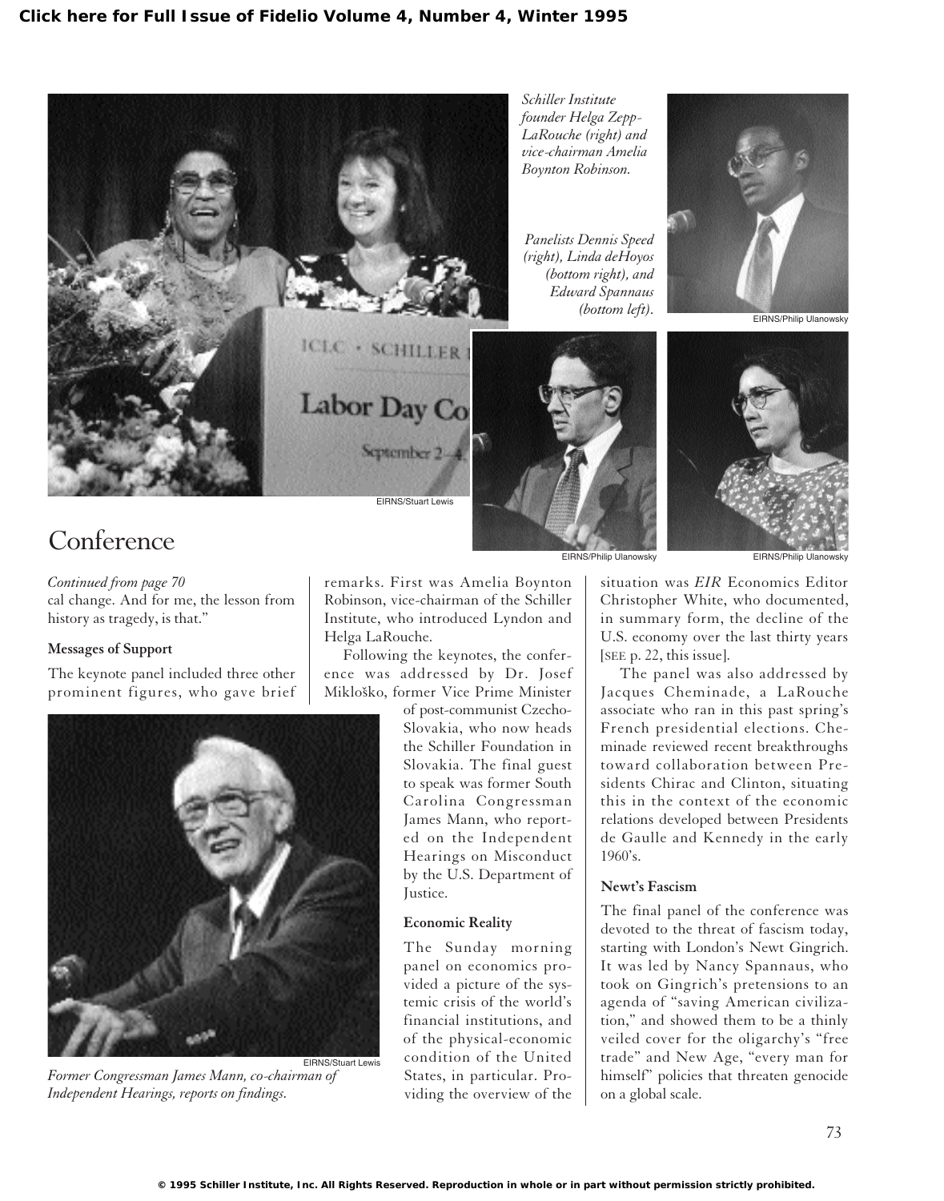**Click here for Full Issue of Fidelio Volume 4, Number 4, Winter 1995**

*Schiller Institute founder Helga Zepp-LaRouche (right) and vice-chairman Amelia Boynton Robinson.*

*Panelists Dennis Speed (right), Linda deHoyos (bottom right), and Edward Spannaus (bottom left).*

# Conference

*Continued from page 70*

cal change. And for me, the lesson from history as tragedy, is that."

### Messages of Support

The keynote panel included three other prominent figures, who gave brief remarks. First was Amelia Boynton Robinson, vice-chairman of the Schiller Institute, who introduced Lyndon and Helga LaRouche.

Following the keynotes, the conference was addressed by Dr. Josef Mikloško, former Vice Prime Minister of post-communist Czecho-Slovakia, who now heads the Schiller Foundation in Slovakia. The final guest to speak was former South Carolina Congressman James Mann, who reported on the Independent Hearings on Misconduct by the U.S. Department of Justice.

*Former Congressman James Mann, co-chairman of Independent Hearings, reports on findings.*

### Economic Reality

The Sunday morning panel on economics provided a picture of the systemic crisis of the world's financial institutions, and of the physical-economic condition of the United States, in particular. Providing the overview of the situation was *EIR* Economics Editor Christopher White, who documented, in summary form, the decline of the U.S. economy over the last thirty years [SEE p. 22, this issue].

The panel was also addressed by Jacques Cheminade, a LaRouche associate who ran in this past spring's French presidential elections. Cheminade reviewed recent breakthroughs toward collaboration between Presidents Chirac and Clinton, situating this in the context of the economic relations developed between Presidents de Gaulle and Kennedy in the early 1960's.

### Newt's Fascism

The final panel of the conference was devoted to the threat of fascism today, starting with London's Newt Gingrich. It was led by Nancy Spannaus, who took on Gingrich's pretensions to an agenda of "saving American civilization," and showed them to be a thinly veiled cover for the oligarchy's "free trade" and New Age, "every man for himself" policies that threaten genocide on a global scale.

**© 1995 Schiller Institute, Inc. All Rights Reserved. Reproduction in whole or in part without permission strictly prohibited.**